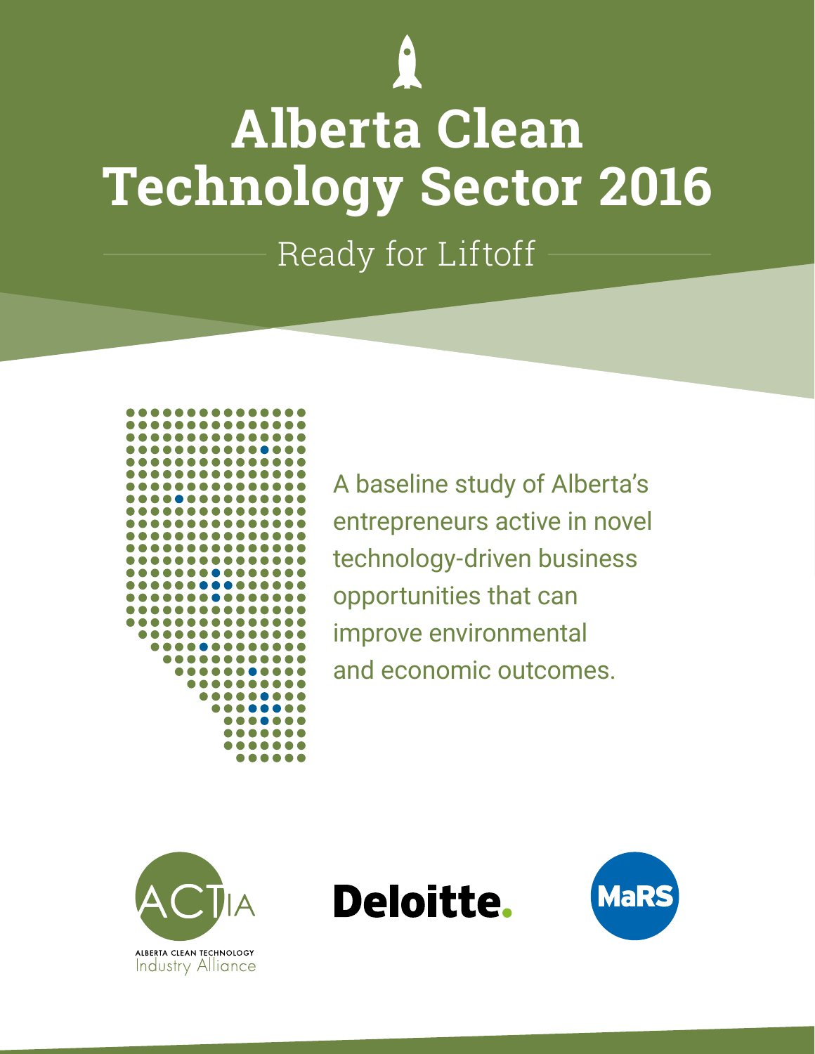# Alberta Clean Technology Sector 2016

## Ready for Liftoff

A baseline study of Alberta's entrepreneurs active in novel technology-driven business opportunities that can improve environmental and economic outcomes.

ACTIA
ALBERTA CLEAN TECHNOLOGY
Industry Alliance

Deloitte.

MaRS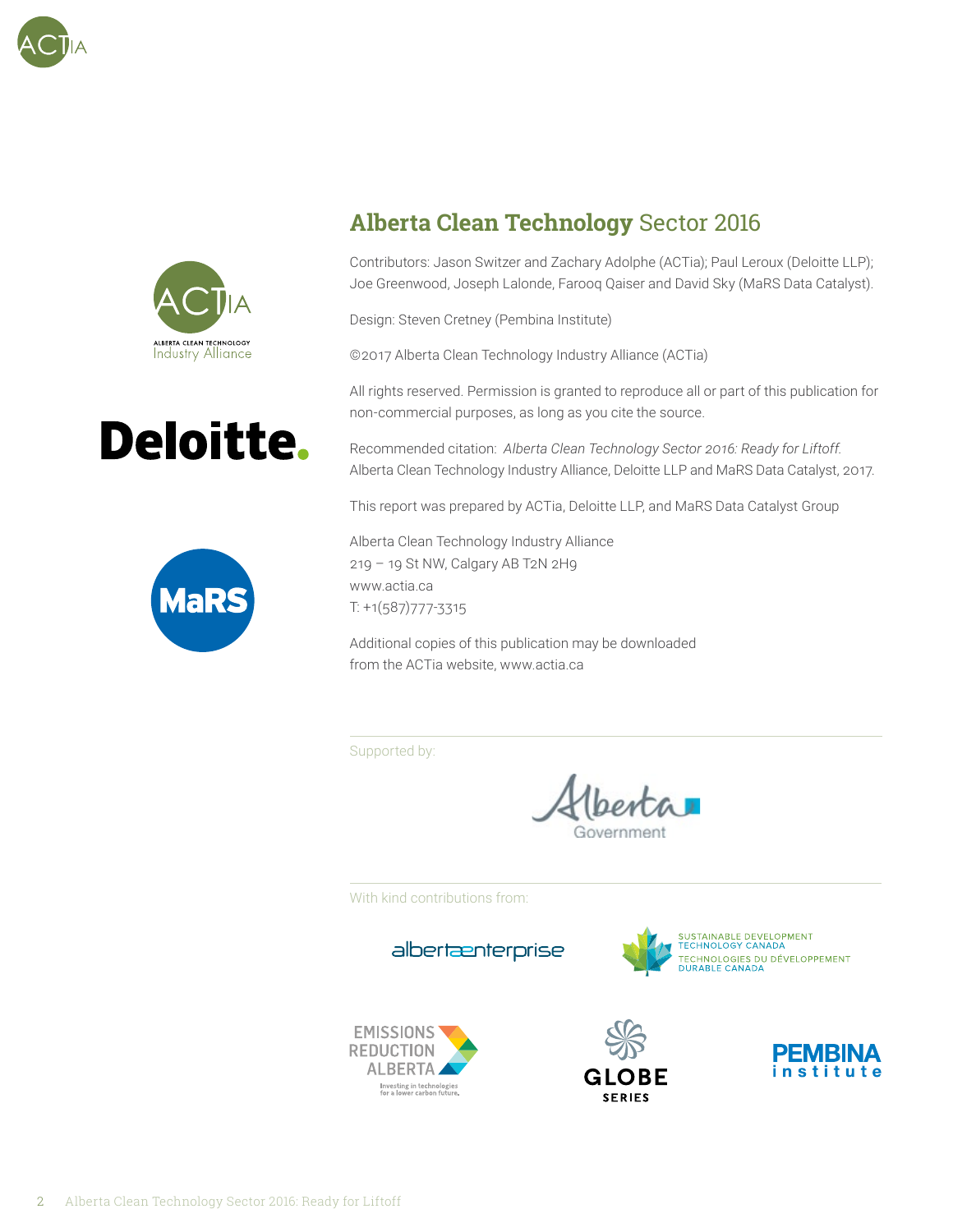## **Alberta Clean Technology** Sector 2016

Contributors: Jason Switzer and Zachary Adolphe (ACTia); Paul Leroux (Deloitte LLP); Joe Greenwood, Joseph Lalonde, Farooq Qaiser and David Sky (MaRS Data Catalyst).

Design: Steven Cretney (Pembina Institute)

©2017 Alberta Clean Technology Industry Alliance (ACTia)

All rights reserved. Permission is granted to reproduce all or part of this publication for non-commercial purposes, as long as you cite the source.

Recommended citation: *Alberta Clean Technology Sector 2016: Ready for Liftoff.* Alberta Clean Technology Industry Alliance, Deloitte LLP and MaRS Data Catalyst, 2017.

This report was prepared by ACTia, Deloitte LLP, and MaRS Data Catalyst Group

Alberta Clean Technology Industry Alliance
219 – 19 St NW, Calgary AB T2N 2H9
www.actia.ca
T: +1(587)777-3315

Additional copies of this publication may be downloaded from the ACTia website, www.actia.ca

Supported by:

Alberta Government

With kind contributions from:

albertaenterprise

Sustainable Development Technology Canada / Technologies du développement durable Canada

Emissions Reduction Alberta — Investing in technologies for a lower carbon future.

GLOBE Series

Pembina institute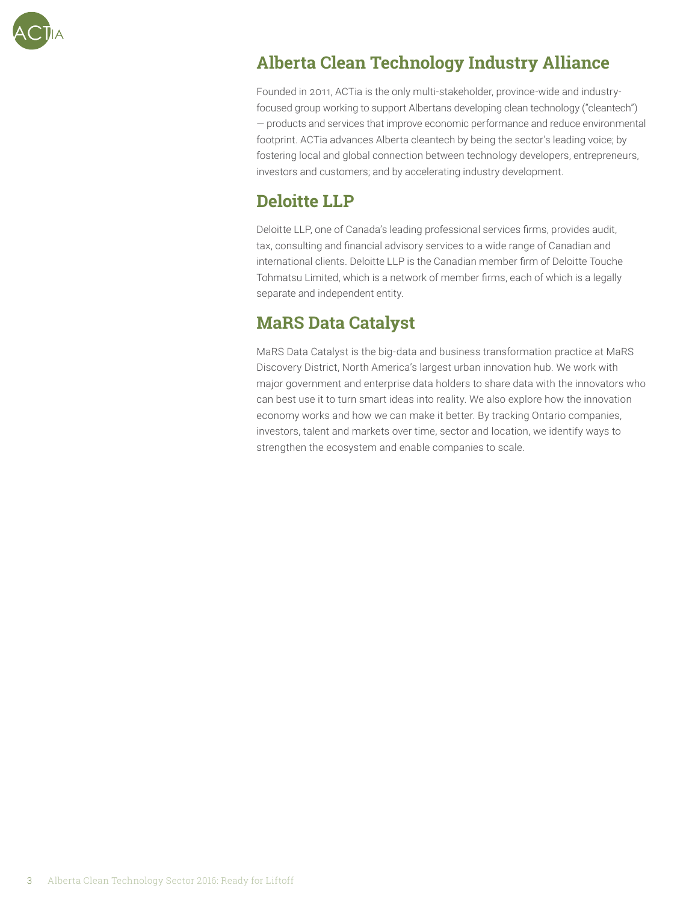## Alberta Clean Technology Industry Alliance

Founded in 2011, ACTia is the only multi-stakeholder, province-wide and industry-focused group working to support Albertans developing clean technology ("cleantech") — products and services that improve economic performance and reduce environmental footprint. ACTia advances Alberta cleantech by being the sector's leading voice; by fostering local and global connection between technology developers, entrepreneurs, investors and customers; and by accelerating industry development.

## Deloitte LLP

Deloitte LLP, one of Canada's leading professional services firms, provides audit, tax, consulting and financial advisory services to a wide range of Canadian and international clients. Deloitte LLP is the Canadian member firm of Deloitte Touche Tohmatsu Limited, which is a network of member firms, each of which is a legally separate and independent entity.

## MaRS Data Catalyst

MaRS Data Catalyst is the big-data and business transformation practice at MaRS Discovery District, North America's largest urban innovation hub. We work with major government and enterprise data holders to share data with the innovators who can best use it to turn smart ideas into reality. We also explore how the innovation economy works and how we can make it better. By tracking Ontario companies, investors, talent and markets over time, sector and location, we identify ways to strengthen the ecosystem and enable companies to scale.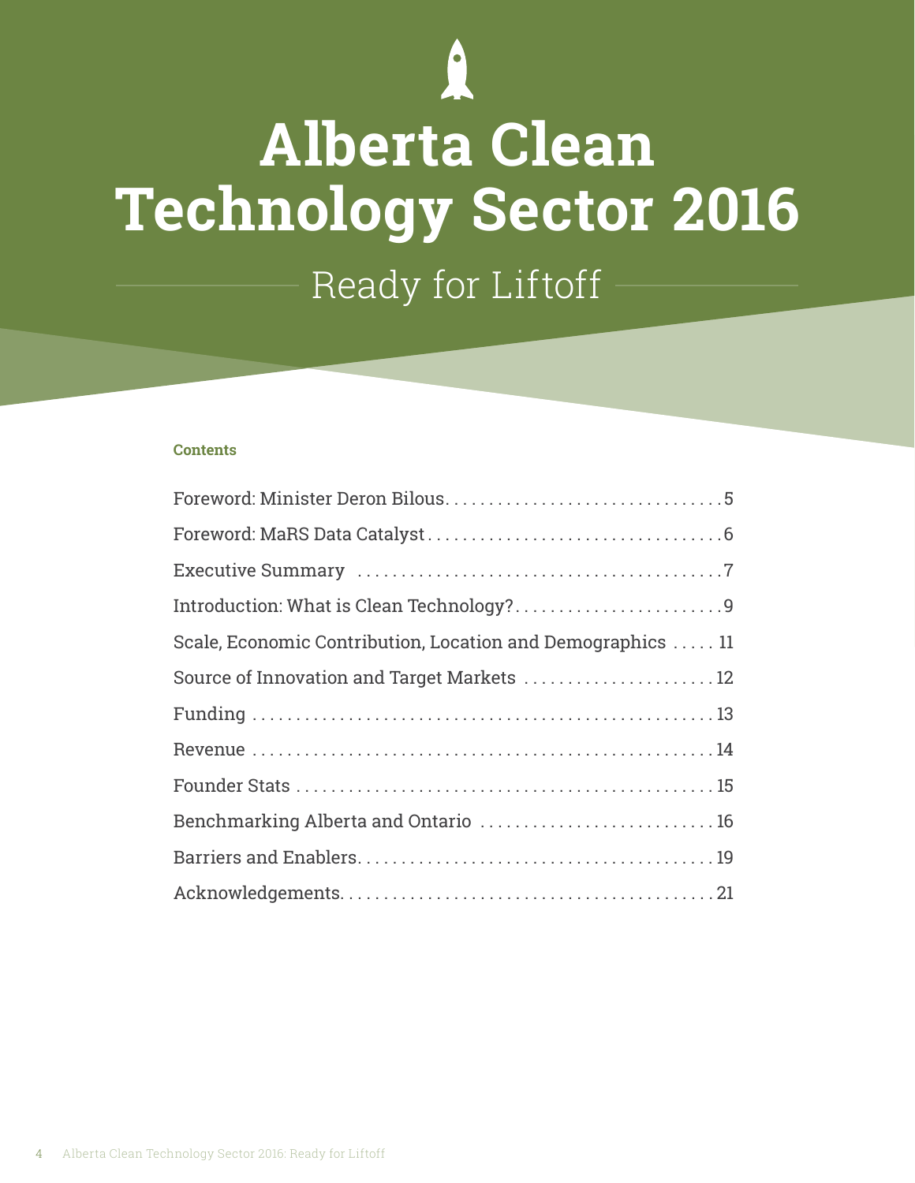# Alberta Clean Technology Sector 2016

## Ready for Liftoff

**Contents**

Foreword: Minister Deron Bilous . . . . . . . . . . . . . . . . . . . . . . . . . . . . . . . . 5

Foreword: MaRS Data Catalyst . . . . . . . . . . . . . . . . . . . . . . . . . . . . . . . . . 6

Executive Summary . . . . . . . . . . . . . . . . . . . . . . . . . . . . . . . . . . . . . . . . 7

Introduction: What is Clean Technology? . . . . . . . . . . . . . . . . . . . . . . . . 9

Scale, Economic Contribution, Location and Demographics . . . . . 11

Source of Innovation and Target Markets . . . . . . . . . . . . . . . . . . . . . . 12

Funding . . . . . . . . . . . . . . . . . . . . . . . . . . . . . . . . . . . . . . . . . . . . . . . . . 13

Revenue . . . . . . . . . . . . . . . . . . . . . . . . . . . . . . . . . . . . . . . . . . . . . . . . . 14

Founder Stats . . . . . . . . . . . . . . . . . . . . . . . . . . . . . . . . . . . . . . . . . . . . 15

Benchmarking Alberta and Ontario . . . . . . . . . . . . . . . . . . . . . . . . . . 16

Barriers and Enablers . . . . . . . . . . . . . . . . . . . . . . . . . . . . . . . . . . . . . . 19

Acknowledgements . . . . . . . . . . . . . . . . . . . . . . . . . . . . . . . . . . . . . . . . 21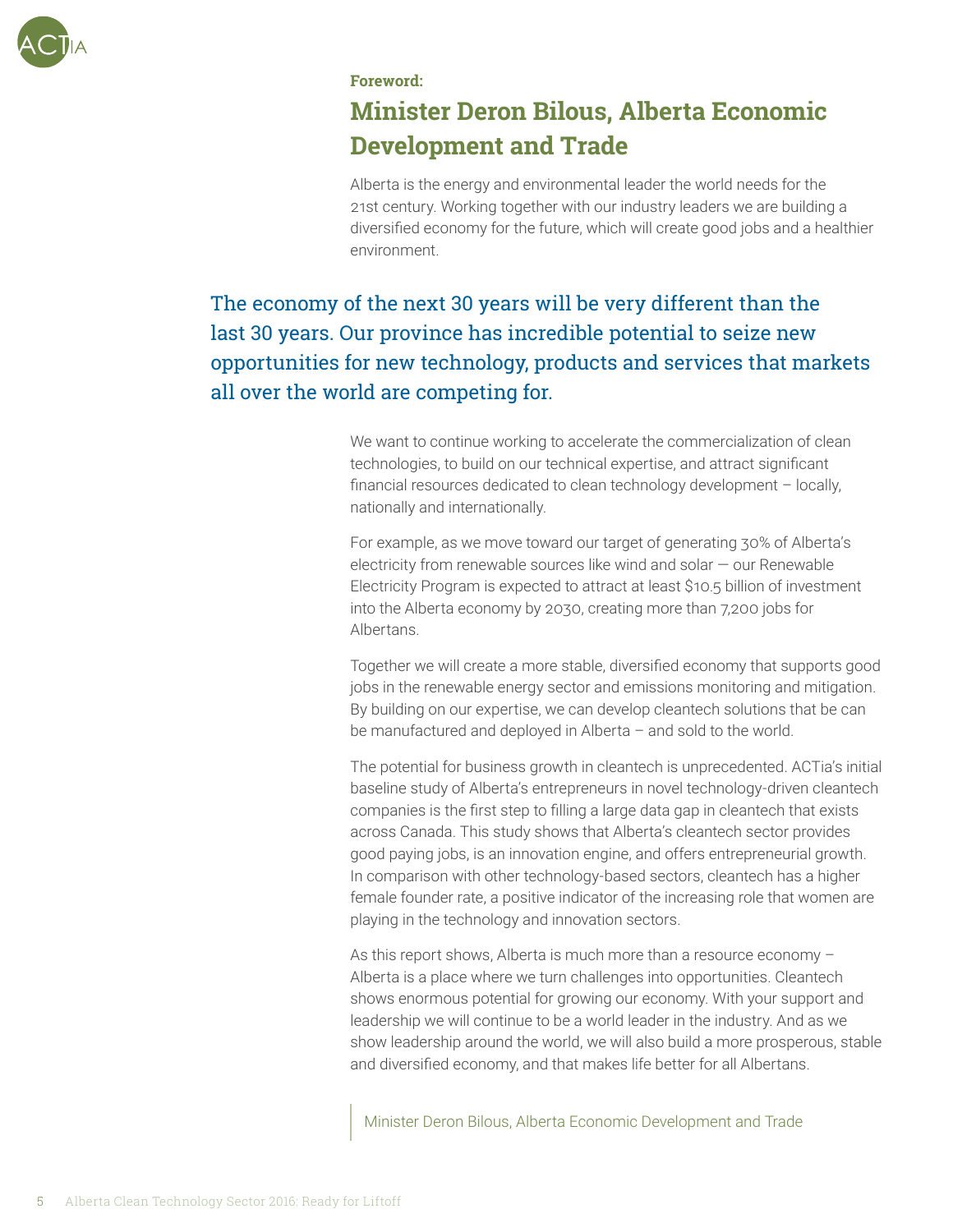**Foreword:**

# Minister Deron Bilous, Alberta Economic Development and Trade

Alberta is the energy and environmental leader the world needs for the 21st century. Working together with our industry leaders we are building a diversified economy for the future, which will create good jobs and a healthier environment.

> The economy of the next 30 years will be very different than the last 30 years. Our province has incredible potential to seize new opportunities for new technology, products and services that markets all over the world are competing for.

We want to continue working to accelerate the commercialization of clean technologies, to build on our technical expertise, and attract significant financial resources dedicated to clean technology development – locally, nationally and internationally.

For example, as we move toward our target of generating 30% of Alberta's electricity from renewable sources like wind and solar — our Renewable Electricity Program is expected to attract at least $10.5 billion of investment into the Alberta economy by 2030, creating more than 7,200 jobs for Albertans.

Together we will create a more stable, diversified economy that supports good jobs in the renewable energy sector and emissions monitoring and mitigation. By building on our expertise, we can develop cleantech solutions that be can be manufactured and deployed in Alberta – and sold to the world.

The potential for business growth in cleantech is unprecedented. ACTia's initial baseline study of Alberta's entrepreneurs in novel technology-driven cleantech companies is the first step to filling a large data gap in cleantech that exists across Canada. This study shows that Alberta's cleantech sector provides good paying jobs, is an innovation engine, and offers entrepreneurial growth. In comparison with other technology-based sectors, cleantech has a higher female founder rate, a positive indicator of the increasing role that women are playing in the technology and innovation sectors.

As this report shows, Alberta is much more than a resource economy – Alberta is a place where we turn challenges into opportunities. Cleantech shows enormous potential for growing our economy. With your support and leadership we will continue to be a world leader in the industry. And as we show leadership around the world, we will also build a more prosperous, stable and diversified economy, and that makes life better for all Albertans.

Minister Deron Bilous, Alberta Economic Development and Trade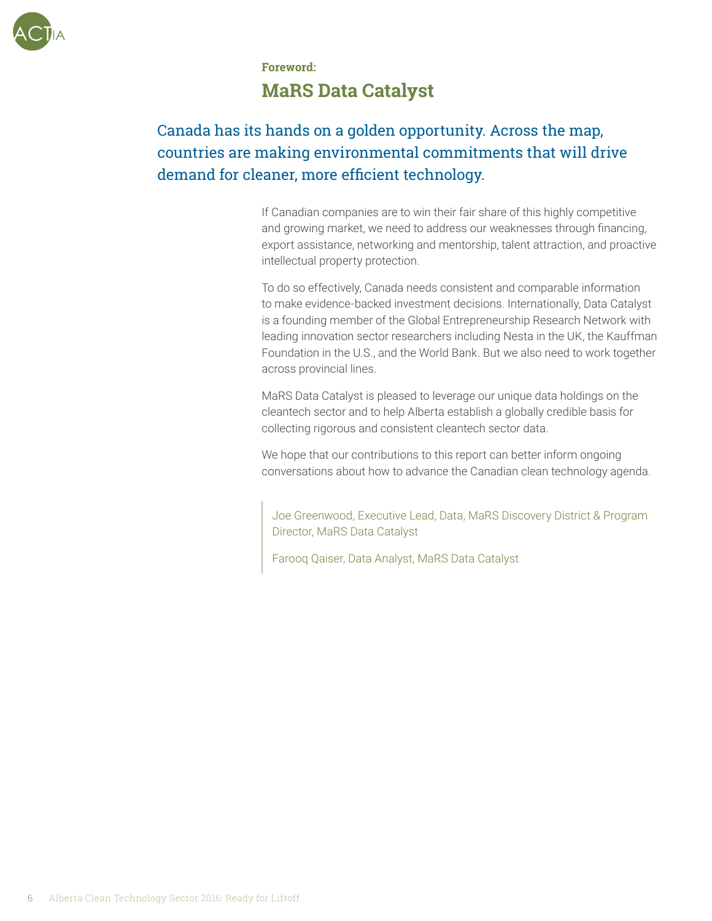Foreword:

## MaRS Data Catalyst

Canada has its hands on a golden opportunity. Across the map, countries are making environmental commitments that will drive demand for cleaner, more efficient technology.

If Canadian companies are to win their fair share of this highly competitive and growing market, we need to address our weaknesses through financing, export assistance, networking and mentorship, talent attraction, and proactive intellectual property protection.

To do so effectively, Canada needs consistent and comparable information to make evidence-backed investment decisions. Internationally, Data Catalyst is a founding member of the Global Entrepreneurship Research Network with leading innovation sector researchers including Nesta in the UK, the Kauffman Foundation in the U.S., and the World Bank. But we also need to work together across provincial lines.

MaRS Data Catalyst is pleased to leverage our unique data holdings on the cleantech sector and to help Alberta establish a globally credible basis for collecting rigorous and consistent cleantech sector data.

We hope that our contributions to this report can better inform ongoing conversations about how to advance the Canadian clean technology agenda.

> Joe Greenwood, Executive Lead, Data, MaRS Discovery District & Program Director, MaRS Data Catalyst
>
> Farooq Qaiser, Data Analyst, MaRS Data Catalyst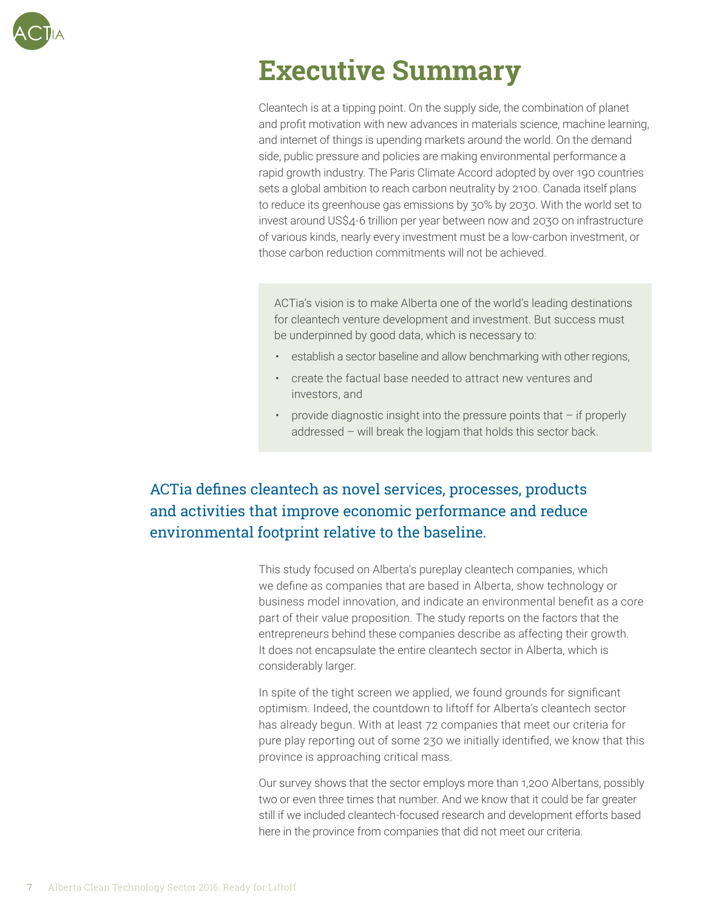# Executive Summary

Cleantech is at a tipping point. On the supply side, the combination of planet and profit motivation with new advances in materials science, machine learning, and internet of things is upending markets around the world. On the demand side, public pressure and policies are making environmental performance a rapid growth industry. The Paris Climate Accord adopted by over 190 countries sets a global ambition to reach carbon neutrality by 2100. Canada itself plans to reduce its greenhouse gas emissions by 30% by 2030. With the world set to invest around US$4-6 trillion per year between now and 2030 on infrastructure of various kinds, nearly every investment must be a low-carbon investment, or those carbon reduction commitments will not be achieved.

> ACTia's vision is to make Alberta one of the world's leading destinations for cleantech venture development and investment. But success must be underpinned by good data, which is necessary to:
>
> - establish a sector baseline and allow benchmarking with other regions,
> - create the factual base needed to attract new ventures and investors, and
> - provide diagnostic insight into the pressure points that – if properly addressed – will break the logjam that holds this sector back.

**ACTia defines cleantech as novel services, processes, products and activities that improve economic performance and reduce environmental footprint relative to the baseline.**

This study focused on Alberta's pureplay cleantech companies, which we define as companies that are based in Alberta, show technology or business model innovation, and indicate an environmental benefit as a core part of their value proposition. The study reports on the factors that the entrepreneurs behind these companies describe as affecting their growth. It does not encapsulate the entire cleantech sector in Alberta, which is considerably larger.

In spite of the tight screen we applied, we found grounds for significant optimism. Indeed, the countdown to liftoff for Alberta's cleantech sector has already begun. With at least 72 companies that meet our criteria for pure play reporting out of some 230 we initially identified, we know that this province is approaching critical mass.

Our survey shows that the sector employs more than 1,200 Albertans, possibly two or even three times that number. And we know that it could be far greater still if we included cleantech-focused research and development efforts based here in the province from companies that did not meet our criteria.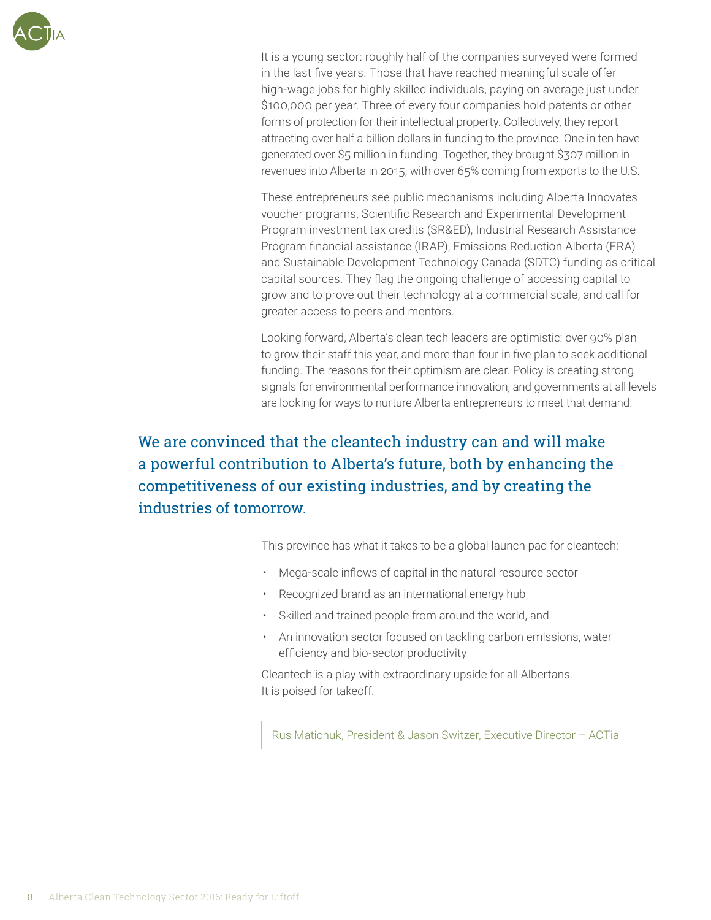It is a young sector: roughly half of the companies surveyed were formed in the last five years. Those that have reached meaningful scale offer high-wage jobs for highly skilled individuals, paying on average just under $100,000 per year. Three of every four companies hold patents or other forms of protection for their intellectual property. Collectively, they report attracting over half a billion dollars in funding to the province. One in ten have generated over $5 million in funding. Together, they brought $307 million in revenues into Alberta in 2015, with over 65% coming from exports to the U.S.

These entrepreneurs see public mechanisms including Alberta Innovates voucher programs, Scientific Research and Experimental Development Program investment tax credits (SR&ED), Industrial Research Assistance Program financial assistance (IRAP), Emissions Reduction Alberta (ERA) and Sustainable Development Technology Canada (SDTC) funding as critical capital sources. They flag the ongoing challenge of accessing capital to grow and to prove out their technology at a commercial scale, and call for greater access to peers and mentors.

Looking forward, Alberta's clean tech leaders are optimistic: over 90% plan to grow their staff this year, and more than four in five plan to seek additional funding. The reasons for their optimism are clear. Policy is creating strong signals for environmental performance innovation, and governments at all levels are looking for ways to nurture Alberta entrepreneurs to meet that demand.

> We are convinced that the cleantech industry can and will make a powerful contribution to Alberta's future, both by enhancing the competitiveness of our existing industries, and by creating the industries of tomorrow.

This province has what it takes to be a global launch pad for cleantech:

- Mega-scale inflows of capital in the natural resource sector
- Recognized brand as an international energy hub
- Skilled and trained people from around the world, and
- An innovation sector focused on tackling carbon emissions, water efficiency and bio-sector productivity

Cleantech is a play with extraordinary upside for all Albertans.
It is poised for takeoff.

Rus Matichuk, President & Jason Switzer, Executive Director – ACTia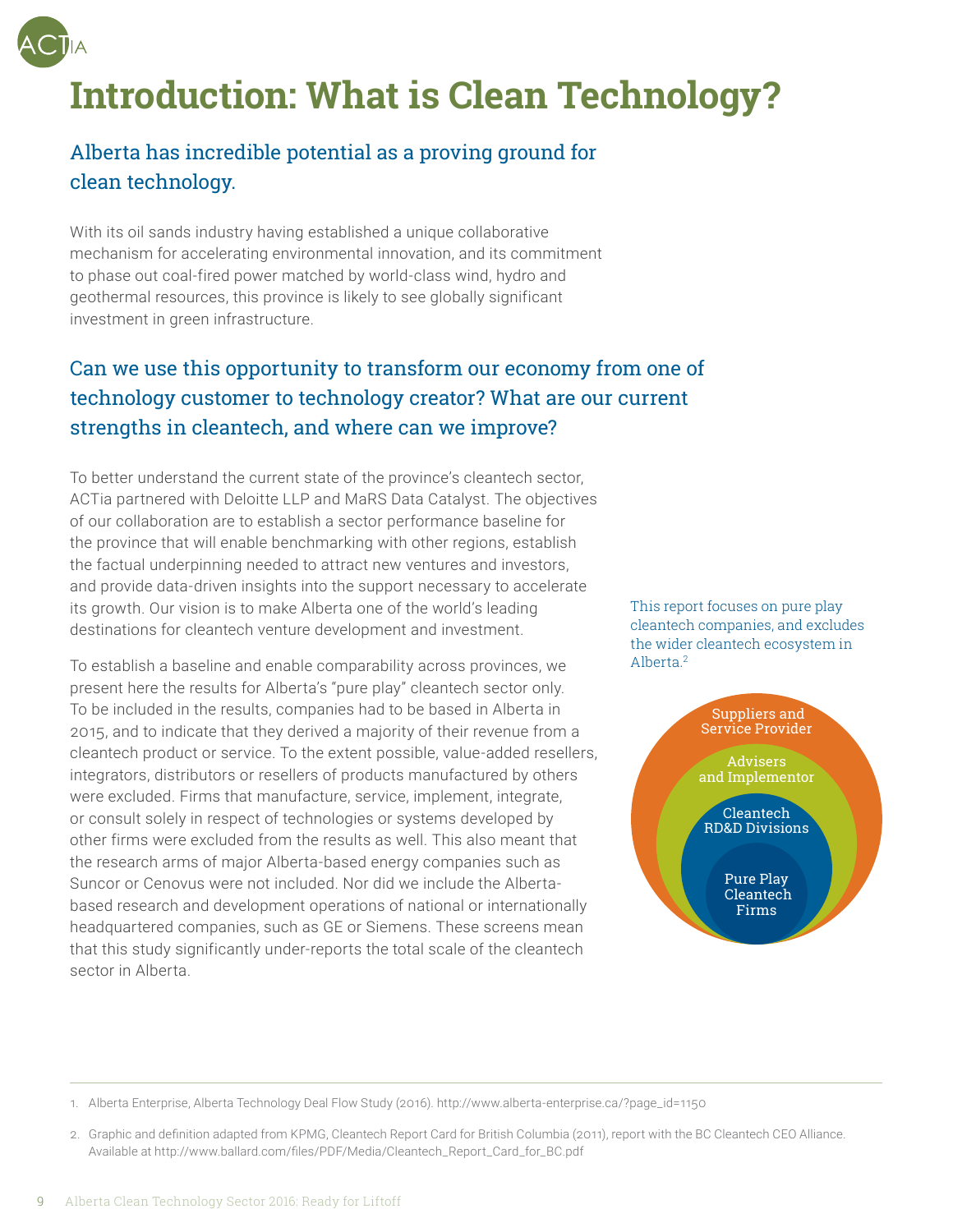# Introduction: What is Clean Technology?

## Alberta has incredible potential as a proving ground for clean technology.

With its oil sands industry having established a unique collaborative mechanism for accelerating environmental innovation, and its commitment to phase out coal-fired power matched by world-class wind, hydro and geothermal resources, this province is likely to see globally significant investment in green infrastructure.

## Can we use this opportunity to transform our economy from one of technology customer to technology creator? What are our current strengths in cleantech, and where can we improve?

To better understand the current state of the province's cleantech sector, ACTia partnered with Deloitte LLP and MaRS Data Catalyst. The objectives of our collaboration are to establish a sector performance baseline for the province that will enable benchmarking with other regions, establish the factual underpinning needed to attract new ventures and investors, and provide data-driven insights into the support necessary to accelerate its growth. Our vision is to make Alberta one of the world's leading destinations for cleantech venture development and investment.

To establish a baseline and enable comparability across provinces, we present here the results for Alberta's "pure play" cleantech sector only. To be included in the results, companies had to be based in Alberta in 2015, and to indicate that they derived a majority of their revenue from a cleantech product or service. To the extent possible, value-added resellers, integrators, distributors or resellers of products manufactured by others were excluded. Firms that manufacture, service, implement, integrate, or consult solely in respect of technologies or systems developed by other firms were excluded from the results as well. This also meant that the research arms of major Alberta-based energy companies such as Suncor or Cenovus were not included. Nor did we include the Alberta-based research and development operations of national or internationally headquartered companies, such as GE or Siemens. These screens mean that this study significantly under-reports the total scale of the cleantech sector in Alberta.

This report focuses on pure play cleantech companies, and excludes the wider cleantech ecosystem in Alberta.[2]

- Suppliers and Service Provider
  - Advisers and Implementor
    - Cleantech RD&D Divisions
      - Pure Play Cleantech Firms

1. Alberta Enterprise, Alberta Technology Deal Flow Study (2016). http://www.alberta-enterprise.ca/?page_id=1150

2. Graphic and definition adapted from KPMG, Cleantech Report Card for British Columbia (2011), report with the BC Cleantech CEO Alliance. Available at http://www.ballard.com/files/PDF/Media/Cleantech_Report_Card_for_BC.pdf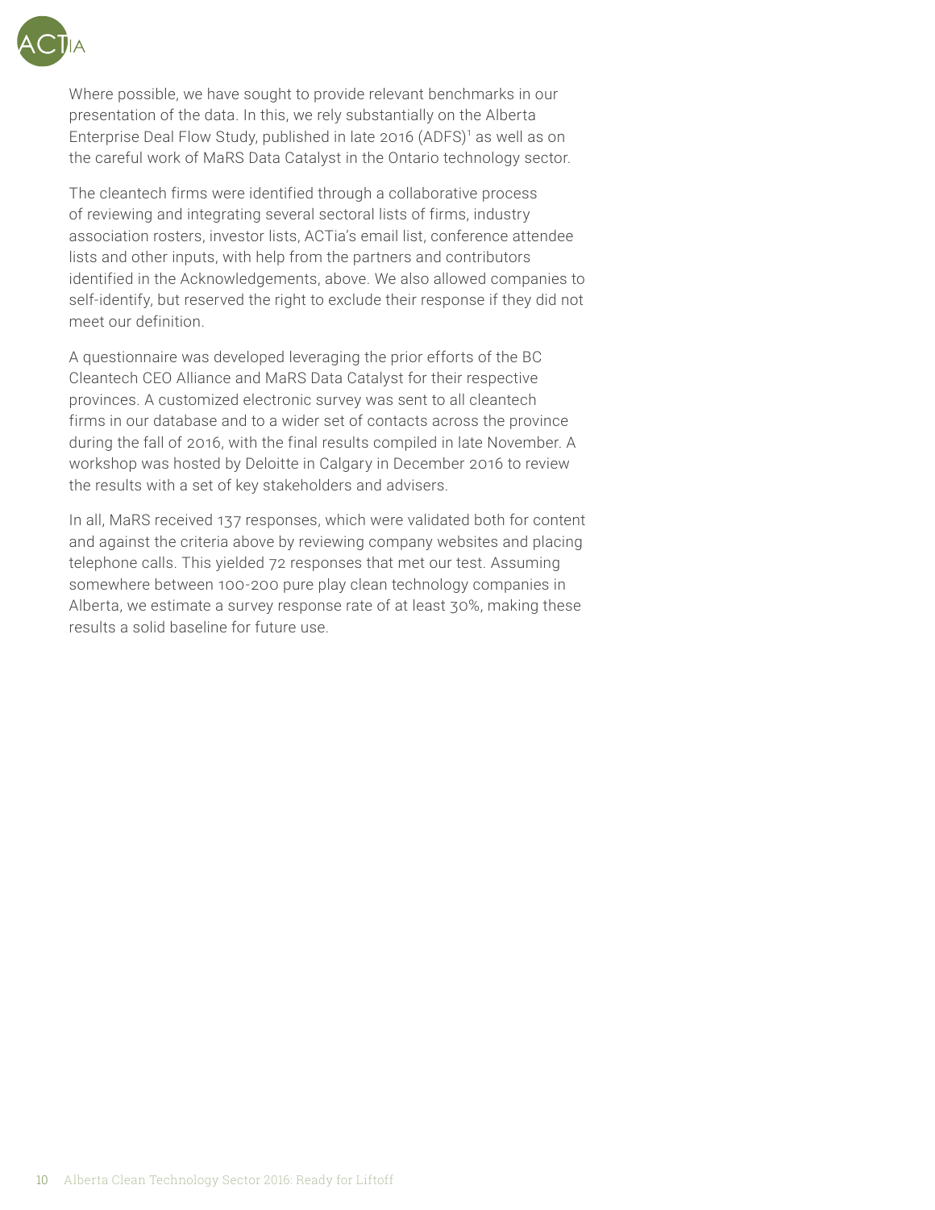Where possible, we have sought to provide relevant benchmarks in our presentation of the data. In this, we rely substantially on the Alberta Enterprise Deal Flow Study, published in late 2016 (ADFS)[1] as well as on the careful work of MaRS Data Catalyst in the Ontario technology sector.

The cleantech firms were identified through a collaborative process of reviewing and integrating several sectoral lists of firms, industry association rosters, investor lists, ACTia's email list, conference attendee lists and other inputs, with help from the partners and contributors identified in the Acknowledgements, above. We also allowed companies to self-identify, but reserved the right to exclude their response if they did not meet our definition.

A questionnaire was developed leveraging the prior efforts of the BC Cleantech CEO Alliance and MaRS Data Catalyst for their respective provinces. A customized electronic survey was sent to all cleantech firms in our database and to a wider set of contacts across the province during the fall of 2016, with the final results compiled in late November. A workshop was hosted by Deloitte in Calgary in December 2016 to review the results with a set of key stakeholders and advisers.

In all, MaRS received 137 responses, which were validated both for content and against the criteria above by reviewing company websites and placing telephone calls. This yielded 72 responses that met our test. Assuming somewhere between 100-200 pure play clean technology companies in Alberta, we estimate a survey response rate of at least 30%, making these results a solid baseline for future use.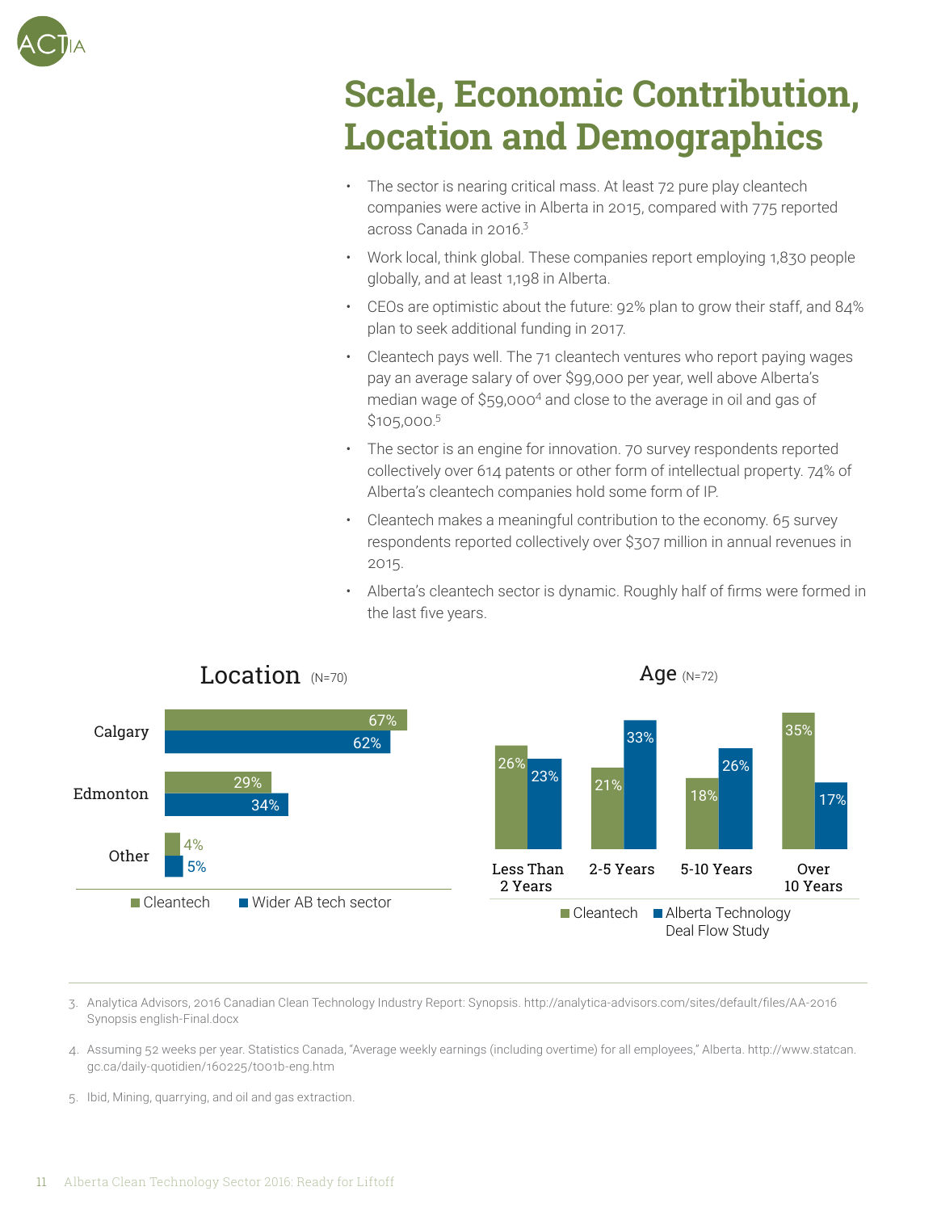# Scale, Economic Contribution, Location and Demographics

- The sector is nearing critical mass. At least 72 pure play cleantech companies were active in Alberta in 2015, compared with 775 reported across Canada in 2016.[3]
- Work local, think global. These companies report employing 1,830 people globally, and at least 1,198 in Alberta.
- CEOs are optimistic about the future: 92% plan to grow their staff, and 84% plan to seek additional funding in 2017.
- Cleantech pays well. The 71 cleantech ventures who report paying wages pay an average salary of over $99,000 per year, well above Alberta's median wage of $59,000[4] and close to the average in oil and gas of $105,000.[5]
- The sector is an engine for innovation. 70 survey respondents reported collectively over 614 patents or other form of intellectual property. 74% of Alberta's cleantech companies hold some form of IP.
- Cleantech makes a meaningful contribution to the economy. 65 survey respondents reported collectively over $307 million in annual revenues in 2015.
- Alberta's cleantech sector is dynamic. Roughly half of firms were formed in the last five years.

**Location** (N=70)

| | Cleantech | Wider AB tech sector |
|---|---|---|
| Calgary | 67% | 62% |
| Edmonton | 29% | 34% |
| Other | 4% | 5% |

**Age** (N=72)

| | Cleantech | Alberta Technology Deal Flow Study |
|---|---|---|
| Less Than 2 Years | 26% | 23% |
| 2-5 Years | 21% | 33% |
| 5-10 Years | 18% | 26% |
| Over 10 Years | 35% | 17% |

---

3. Analytica Advisors, 2016 Canadian Clean Technology Industry Report: Synopsis. http://analytica-advisors.com/sites/default/files/AA-2016 Synopsis english-Final.docx

4. Assuming 52 weeks per year. Statistics Canada, "Average weekly earnings (including overtime) for all employees," Alberta. http://www.statcan.gc.ca/daily-quotidien/160225/t001b-eng.htm

5. Ibid, Mining, quarrying, and oil and gas extraction.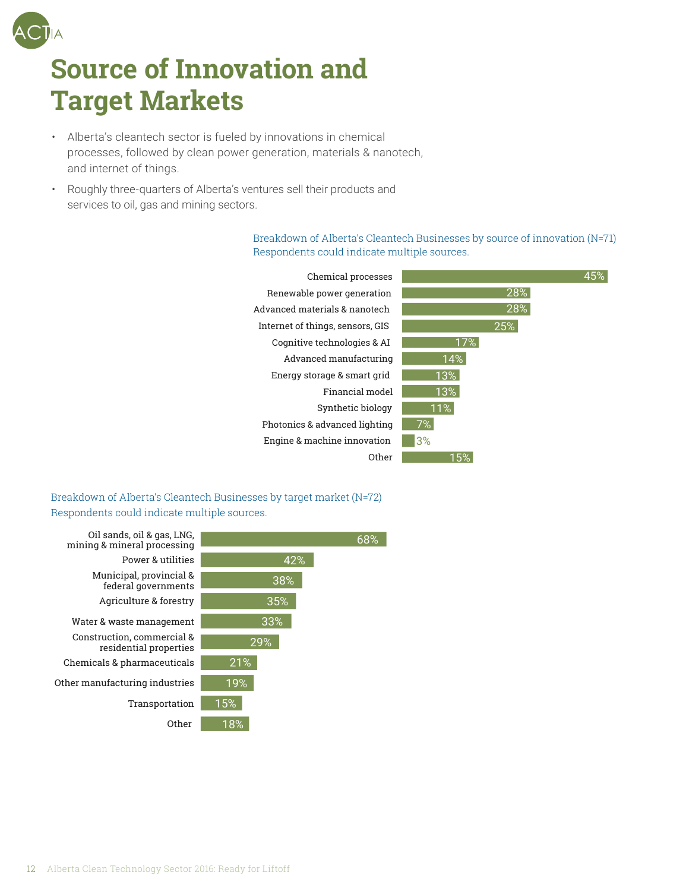# Source of Innovation and Target Markets

- Alberta's cleantech sector is fueled by innovations in chemical processes, followed by clean power generation, materials & nanotech, and internet of things.
- Roughly three-quarters of Alberta's ventures sell their products and services to oil, gas and mining sectors.

Breakdown of Alberta's Cleantech Businesses by source of innovation (N=71)
Respondents could indicate multiple sources.

| Source of innovation | % |
|---|---|
| Chemical processes | 45% |
| Renewable power generation | 28% |
| Advanced materials & nanotech | 28% |
| Internet of things, sensors, GIS | 25% |
| Cognitive technologies & AI | 17% |
| Advanced manufacturing | 14% |
| Energy storage & smart grid | 13% |
| Financial model | 13% |
| Synthetic biology | 11% |
| Photonics & advanced lighting | 7% |
| Engine & machine innovation | 3% |
| Other | 15% |

Breakdown of Alberta's Cleantech Businesses by target market (N=72)
Respondents could indicate multiple sources.

| Target market | % |
|---|---|
| Oil sands, oil & gas, LNG, mining & mineral processing | 68% |
| Power & utilities | 42% |
| Municipal, provincial & federal governments | 38% |
| Agriculture & forestry | 35% |
| Water & waste management | 33% |
| Construction, commercial & residential properties | 29% |
| Chemicals & pharmaceuticals | 21% |
| Other manufacturing industries | 19% |
| Transportation | 15% |
| Other | 18% |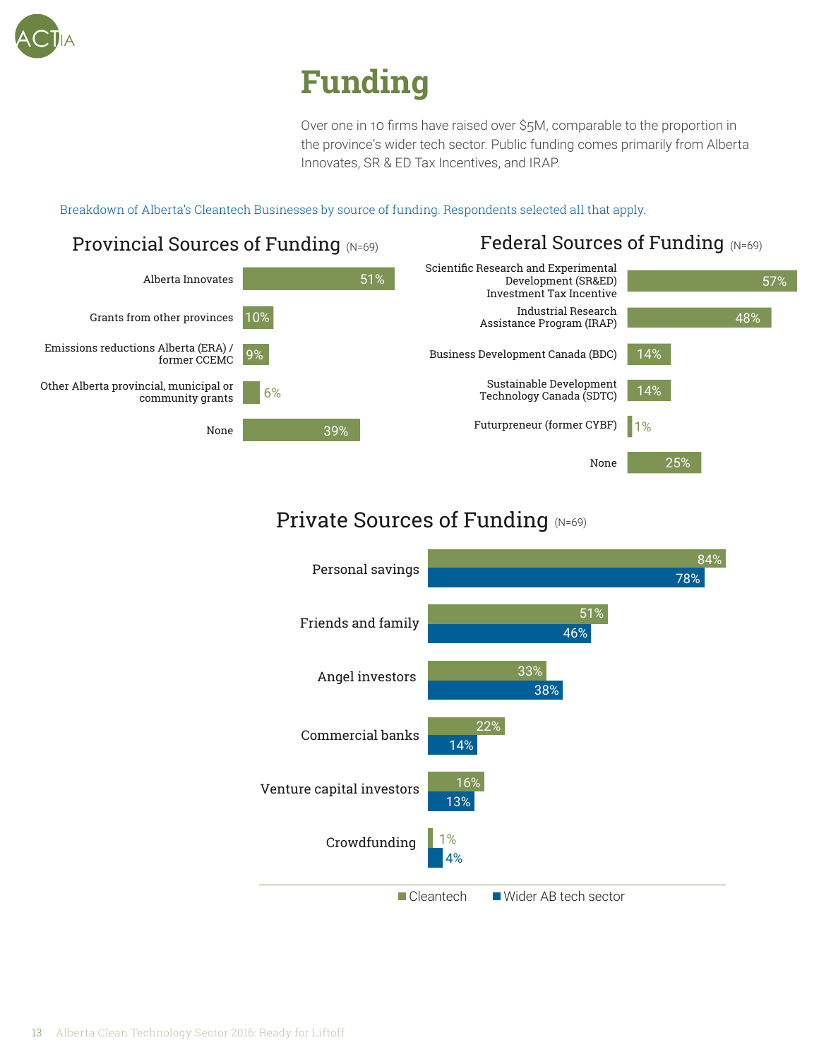# Funding

Over one in 10 firms have raised over $5M, comparable to the proportion in the province's wider tech sector. Public funding comes primarily from Alberta Innovates, SR & ED Tax Incentives, and IRAP.

Breakdown of Alberta's Cleantech Businesses by source of funding. Respondents selected all that apply.

## Provincial Sources of Funding (N=69)

| Source | % |
|---|---|
| Alberta Innovates | 51% |
| Grants from other provinces | 10% |
| Emissions reductions Alberta (ERA) / former CCEMC | 9% |
| Other Alberta provincial, municipal or community grants | 6% |
| None | 39% |

## Federal Sources of Funding (N=69)

| Source | % |
|---|---|
| Scientific Research and Experimental Development (SR&ED) Investment Tax Incentive | 57% |
| Industrial Research Assistance Program (IRAP) | 48% |
| Business Development Canada (BDC) | 14% |
| Sustainable Development Technology Canada (SDTC) | 14% |
| Futurpreneur (former CYBF) | 1% |
| None | 25% |

## Private Sources of Funding (N=69)

| Source | Cleantech | Wider AB tech sector |
|---|---|---|
| Personal savings | 84% | 78% |
| Friends and family | 51% | 46% |
| Angel investors | 33% | 38% |
| Commercial banks | 22% | 14% |
| Venture capital investors | 16% | 13% |
| Crowdfunding | 1% | 4% |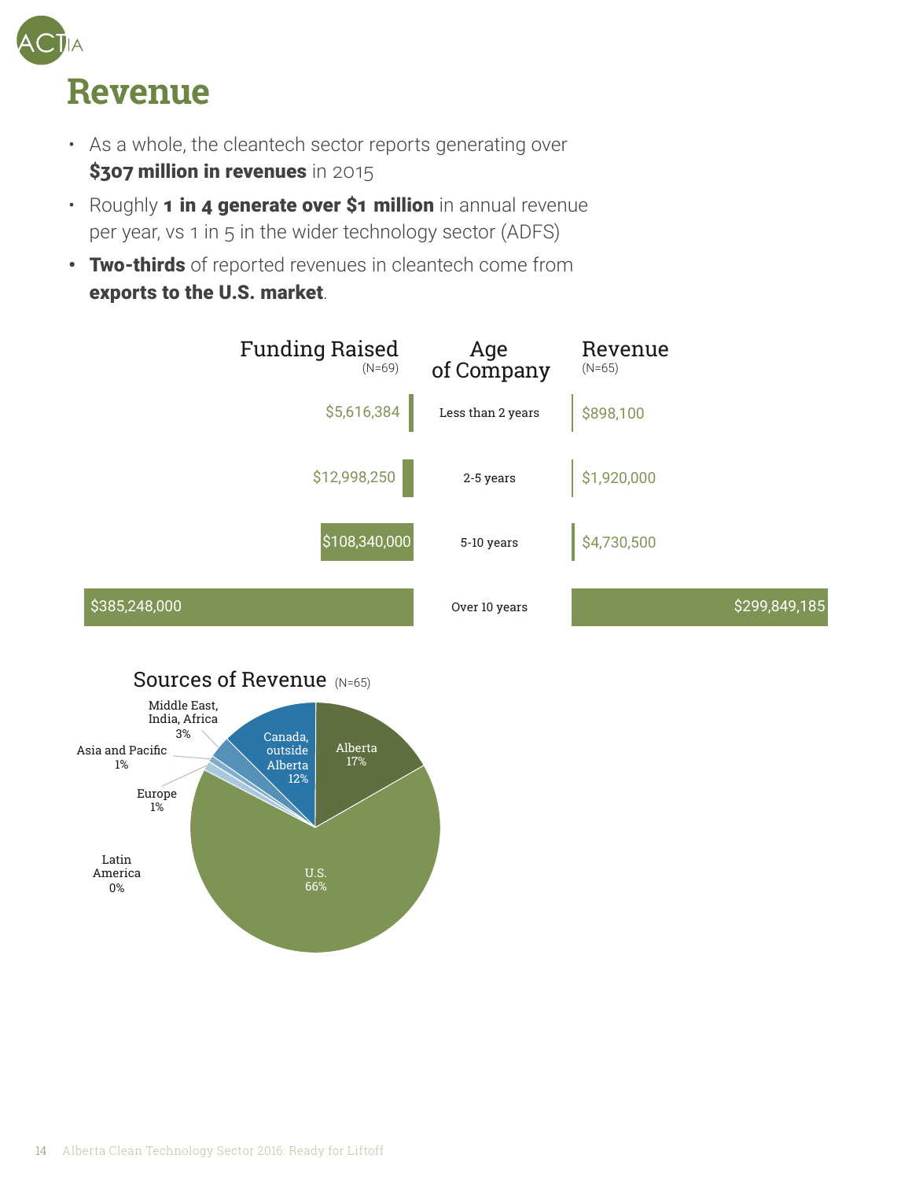# Revenue

- As a whole, the cleantech sector reports generating over **$307 million in revenues** in 2015
- Roughly **1 in 4 generate over $1 million** in annual revenue per year, vs 1 in 5 in the wider technology sector (ADFS)
- **Two-thirds** of reported revenues in cleantech come from **exports to the U.S. market**.

| Funding Raised (N=69) | Age of Company | Revenue (N=65) |
| --- | --- | --- |
| $5,616,384 | Less than 2 years | $898,100 |
| $12,998,250 | 2-5 years | $1,920,000 |
| $108,340,000 | 5-10 years | $4,730,500 |
| $385,248,000 | Over 10 years | $299,849,185 |

## Sources of Revenue (N=65)

| Source | Share |
| --- | --- |
| Alberta | 17% |
| U.S. | 66% |
| Latin America | 0% |
| Europe | 1% |
| Asia and Pacific | 1% |
| Middle East, India, Africa | 3% |
| Canada, outside Alberta | 12% |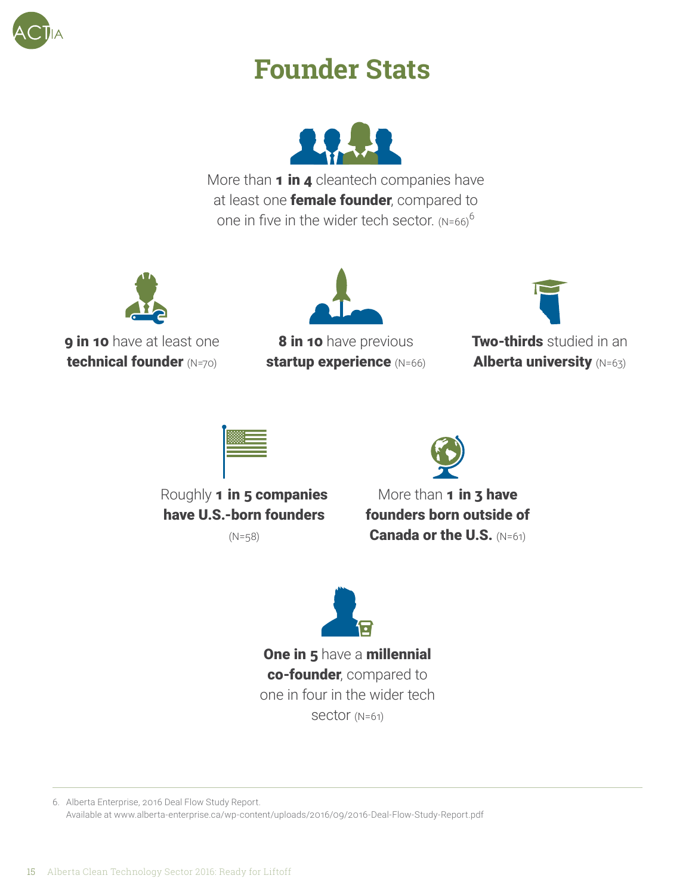# Founder Stats

More than **1 in 4** cleantech companies have at least one **female founder**, compared to one in five in the wider tech sector. (N=66)[6]

**9 in 10** have at least one **technical founder** (N=70)

**8 in 10** have previous **startup experience** (N=66)

**Two-thirds** studied in an **Alberta university** (N=63)

Roughly **1 in 5 companies have U.S.-born founders** (N=58)

More than **1 in 3 have founders born outside of Canada or the U.S.** (N=61)

**One in 5** have a **millennial co-founder**, compared to one in four in the wider tech sector (N=61)

---

6. Alberta Enterprise, 2016 Deal Flow Study Report. Available at www.alberta-enterprise.ca/wp-content/uploads/2016/09/2016-Deal-Flow-Study-Report.pdf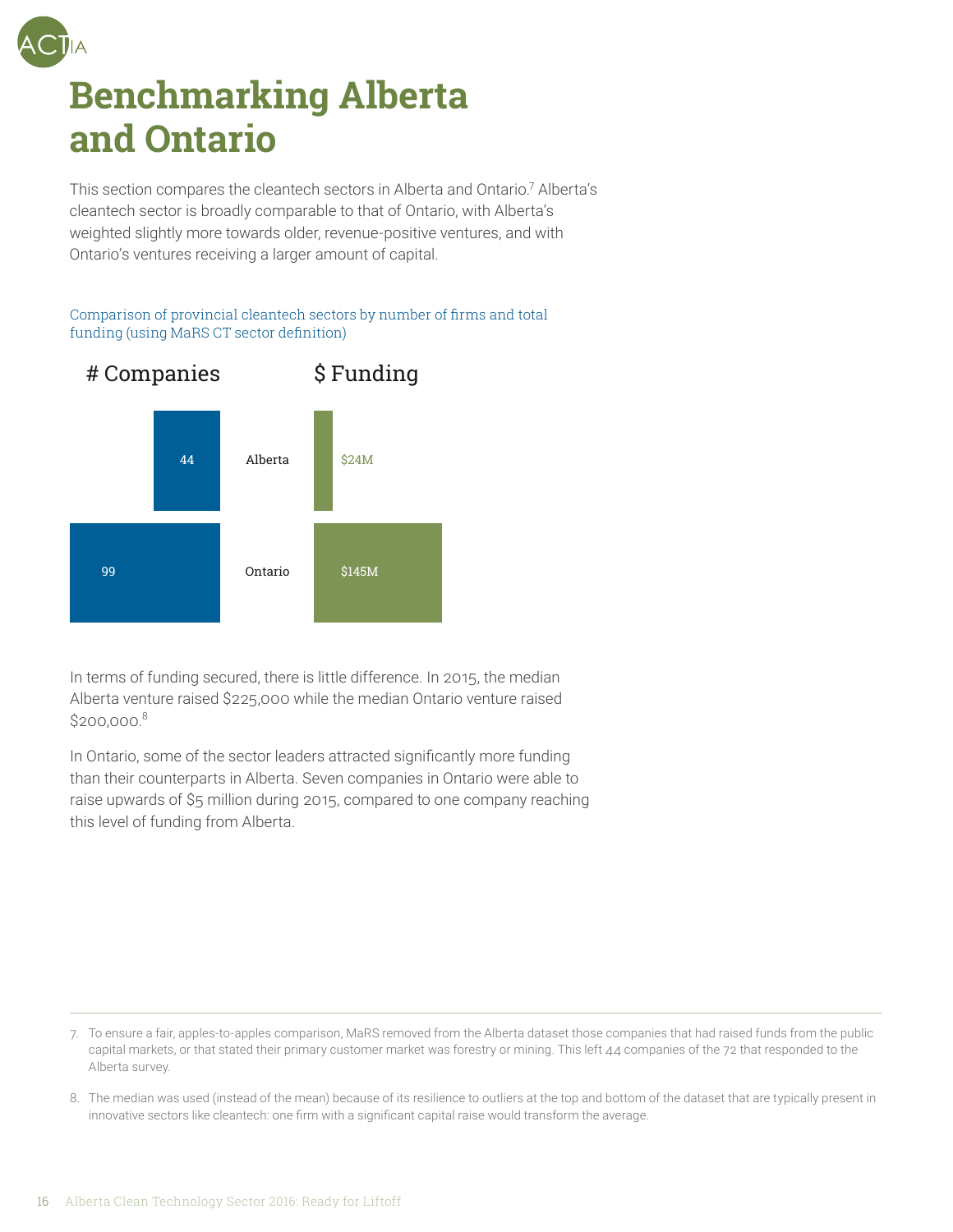# Benchmarking Alberta and Ontario

This section compares the cleantech sectors in Alberta and Ontario.[7] Alberta's cleantech sector is broadly comparable to that of Ontario, with Alberta's weighted slightly more towards older, revenue-positive ventures, and with Ontario's ventures receiving a larger amount of capital.

Comparison of provincial cleantech sectors by number of firms and total funding (using MaRS CT sector definition)

| | # Companies | $ Funding |
|---|---|---|
| Alberta | 44 | $24M |
| Ontario | 99 | $145M |

In terms of funding secured, there is little difference. In 2015, the median Alberta venture raised $225,000 while the median Ontario venture raised $200,000.[8]

In Ontario, some of the sector leaders attracted significantly more funding than their counterparts in Alberta. Seven companies in Ontario were able to raise upwards of $5 million during 2015, compared to one company reaching this level of funding from Alberta.

---

7. To ensure a fair, apples-to-apples comparison, MaRS removed from the Alberta dataset those companies that had raised funds from the public capital markets, or that stated their primary customer market was forestry or mining. This left 44 companies of the 72 that responded to the Alberta survey.

8. The median was used (instead of the mean) because of its resilience to outliers at the top and bottom of the dataset that are typically present in innovative sectors like cleantech: one firm with a significant capital raise would transform the average.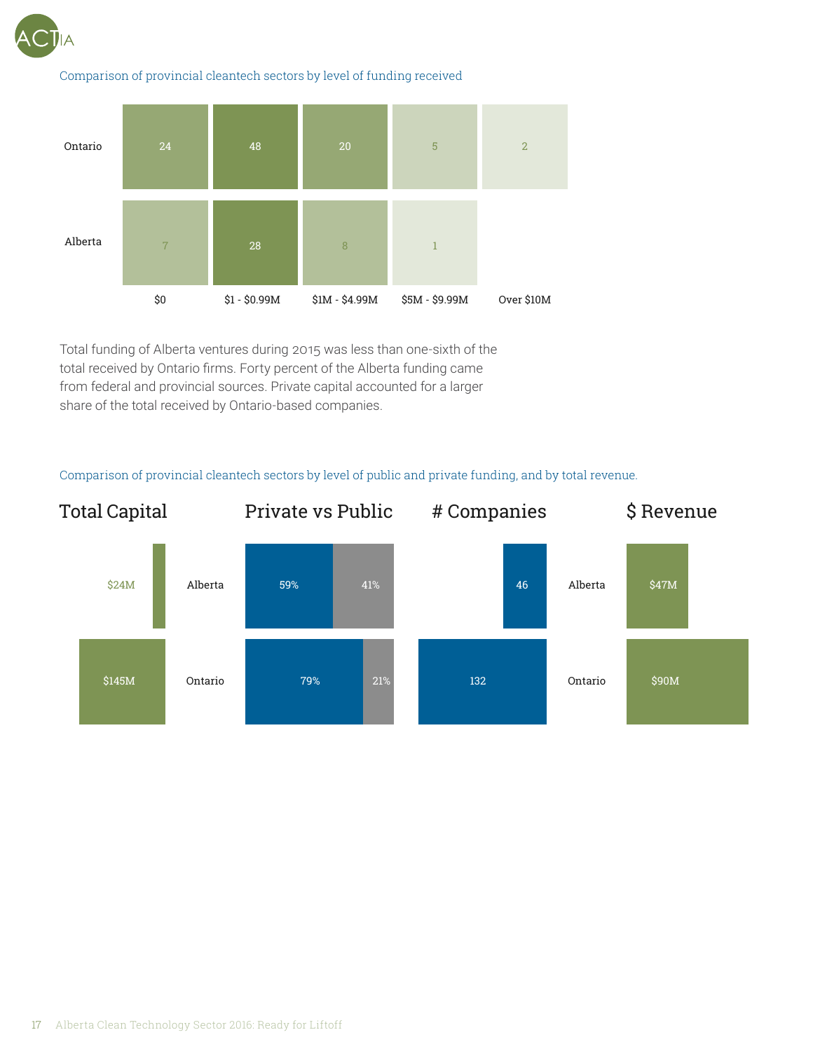Comparison of provincial cleantech sectors by level of funding received

| | $0 | $1 - $0.99M | $1M - $4.99M | $5M - $9.99M | Over $10M |
|---|---|---|---|---|---|
| Ontario | 24 | 48 | 20 | 5 | 2 |
| Alberta | 7 | 28 | 8 | 1 | |

Total funding of Alberta ventures during 2015 was less than one-sixth of the total received by Ontario firms. Forty percent of the Alberta funding came from federal and provincial sources. Private capital accounted for a larger share of the total received by Ontario-based companies.

Comparison of provincial cleantech sectors by level of public and private funding, and by total revenue.

| | Total Capital | Private vs Public | # Companies | $ Revenue |
|---|---|---|---|---|
| Alberta | $24M | 59% / 41% | 46 | $47M |
| Ontario | $145M | 79% / 21% | 132 | $90M |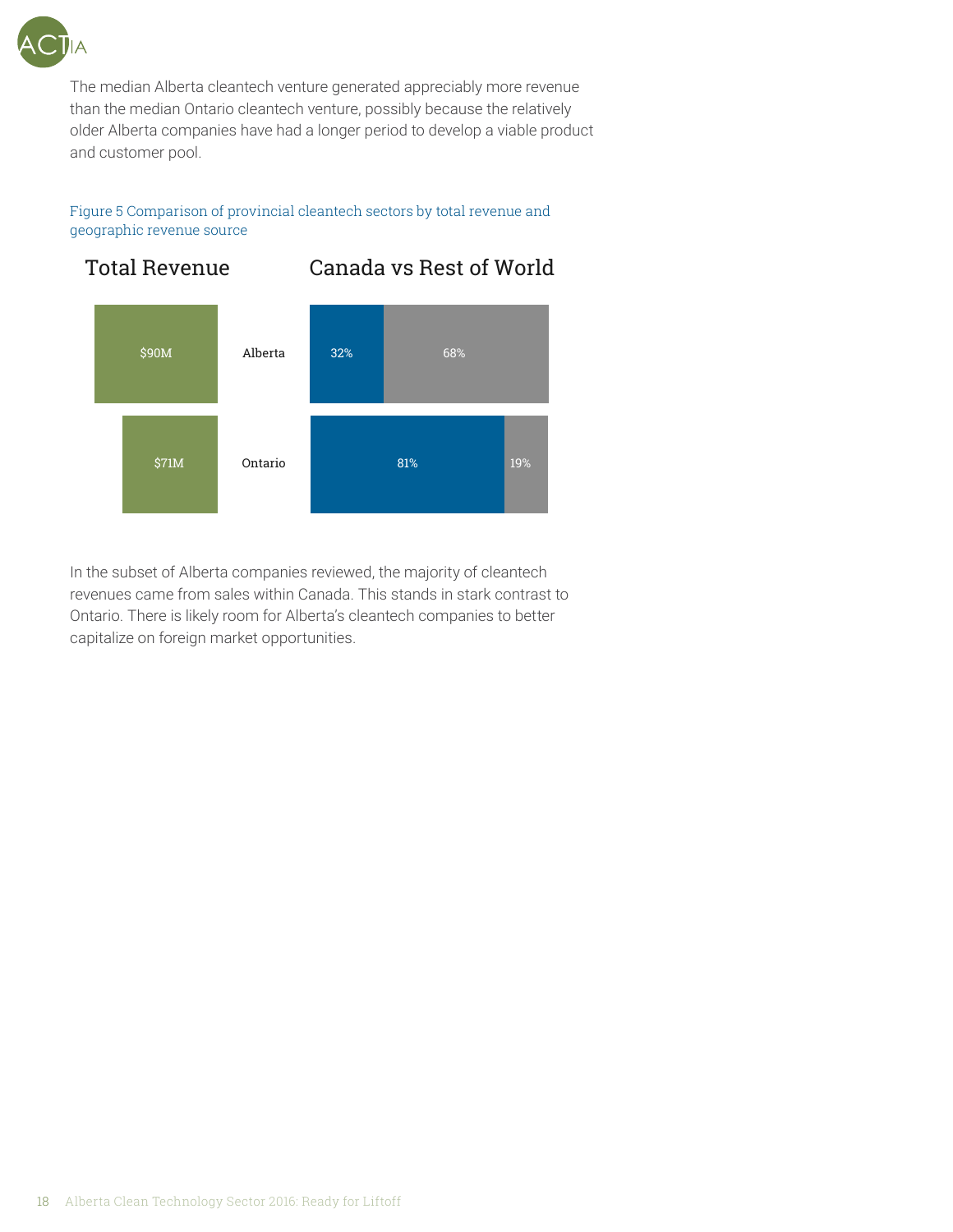The median Alberta cleantech venture generated appreciably more revenue than the median Ontario cleantech venture, possibly because the relatively older Alberta companies have had a longer period to develop a viable product and customer pool.

Figure 5 Comparison of provincial cleantech sectors by total revenue and geographic revenue source

| Total Revenue | | Canada | Rest of World |
|---|---|---|---|
| $90M | Alberta | 32% | 68% |
| $71M | Ontario | 81% | 19% |

In the subset of Alberta companies reviewed, the majority of cleantech revenues came from sales within Canada. This stands in stark contrast to Ontario. There is likely room for Alberta's cleantech companies to better capitalize on foreign market opportunities.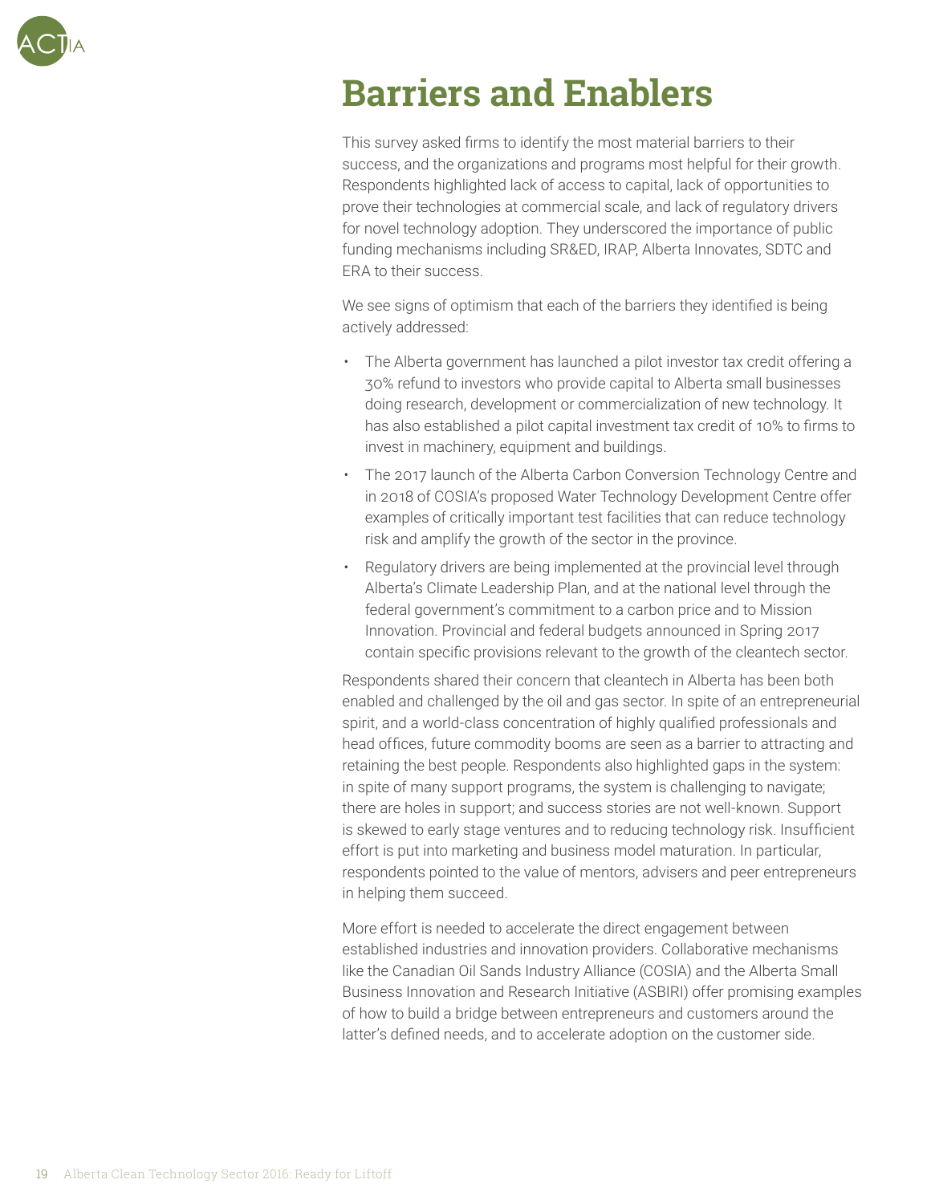# Barriers and Enablers

This survey asked firms to identify the most material barriers to their success, and the organizations and programs most helpful for their growth. Respondents highlighted lack of access to capital, lack of opportunities to prove their technologies at commercial scale, and lack of regulatory drivers for novel technology adoption. They underscored the importance of public funding mechanisms including SR&ED, IRAP, Alberta Innovates, SDTC and ERA to their success.

We see signs of optimism that each of the barriers they identified is being actively addressed:

- The Alberta government has launched a pilot investor tax credit offering a 30% refund to investors who provide capital to Alberta small businesses doing research, development or commercialization of new technology. It has also established a pilot capital investment tax credit of 10% to firms to invest in machinery, equipment and buildings.
- The 2017 launch of the Alberta Carbon Conversion Technology Centre and in 2018 of COSIA's proposed Water Technology Development Centre offer examples of critically important test facilities that can reduce technology risk and amplify the growth of the sector in the province.
- Regulatory drivers are being implemented at the provincial level through Alberta's Climate Leadership Plan, and at the national level through the federal government's commitment to a carbon price and to Mission Innovation. Provincial and federal budgets announced in Spring 2017 contain specific provisions relevant to the growth of the cleantech sector.

Respondents shared their concern that cleantech in Alberta has been both enabled and challenged by the oil and gas sector. In spite of an entrepreneurial spirit, and a world-class concentration of highly qualified professionals and head offices, future commodity booms are seen as a barrier to attracting and retaining the best people. Respondents also highlighted gaps in the system: in spite of many support programs, the system is challenging to navigate; there are holes in support; and success stories are not well-known. Support is skewed to early stage ventures and to reducing technology risk. Insufficient effort is put into marketing and business model maturation. In particular, respondents pointed to the value of mentors, advisers and peer entrepreneurs in helping them succeed.

More effort is needed to accelerate the direct engagement between established industries and innovation providers. Collaborative mechanisms like the Canadian Oil Sands Industry Alliance (COSIA) and the Alberta Small Business Innovation and Research Initiative (ASBIRI) offer promising examples of how to build a bridge between entrepreneurs and customers around the latter's defined needs, and to accelerate adoption on the customer side.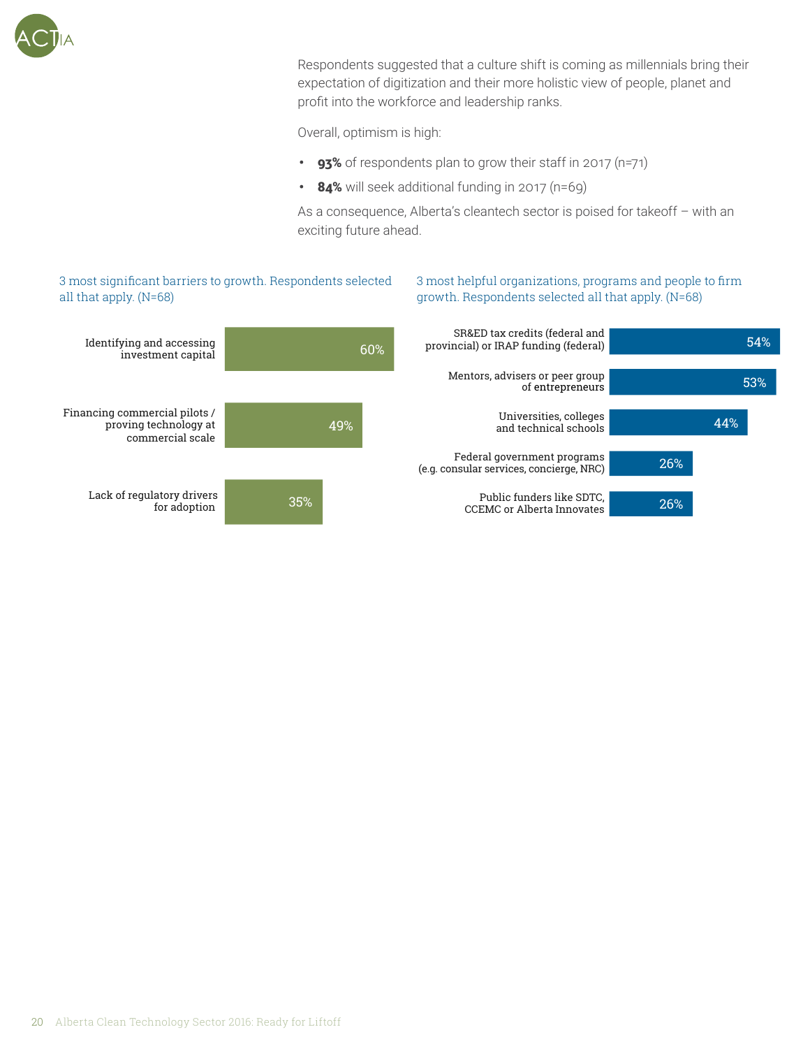Respondents suggested that a culture shift is coming as millennials bring their expectation of digitization and their more holistic view of people, planet and profit into the workforce and leadership ranks.

Overall, optimism is high:

- **93%** of respondents plan to grow their staff in 2017 (n=71)
- **84%** will seek additional funding in 2017 (n=69)

As a consequence, Alberta's cleantech sector is poised for takeoff – with an exciting future ahead.

3 most significant barriers to growth. Respondents selected all that apply. (N=68)

| Barrier | % |
|---|---|
| Identifying and accessing investment capital | 60% |
| Financing commercial pilots / proving technology at commercial scale | 49% |
| Lack of regulatory drivers for adoption | 35% |

3 most helpful organizations, programs and people to firm growth. Respondents selected all that apply. (N=68)

| Organization / program / people | % |
|---|---|
| SR&ED tax credits (federal and provincial) or IRAP funding (federal) | 54% |
| Mentors, advisers or peer group of entrepreneurs | 53% |
| Universities, colleges and technical schools | 44% |
| Federal government programs (e.g. consular services, concierge, NRC) | 26% |
| Public funders like SDTC, CCEMC or Alberta Innovates | 26% |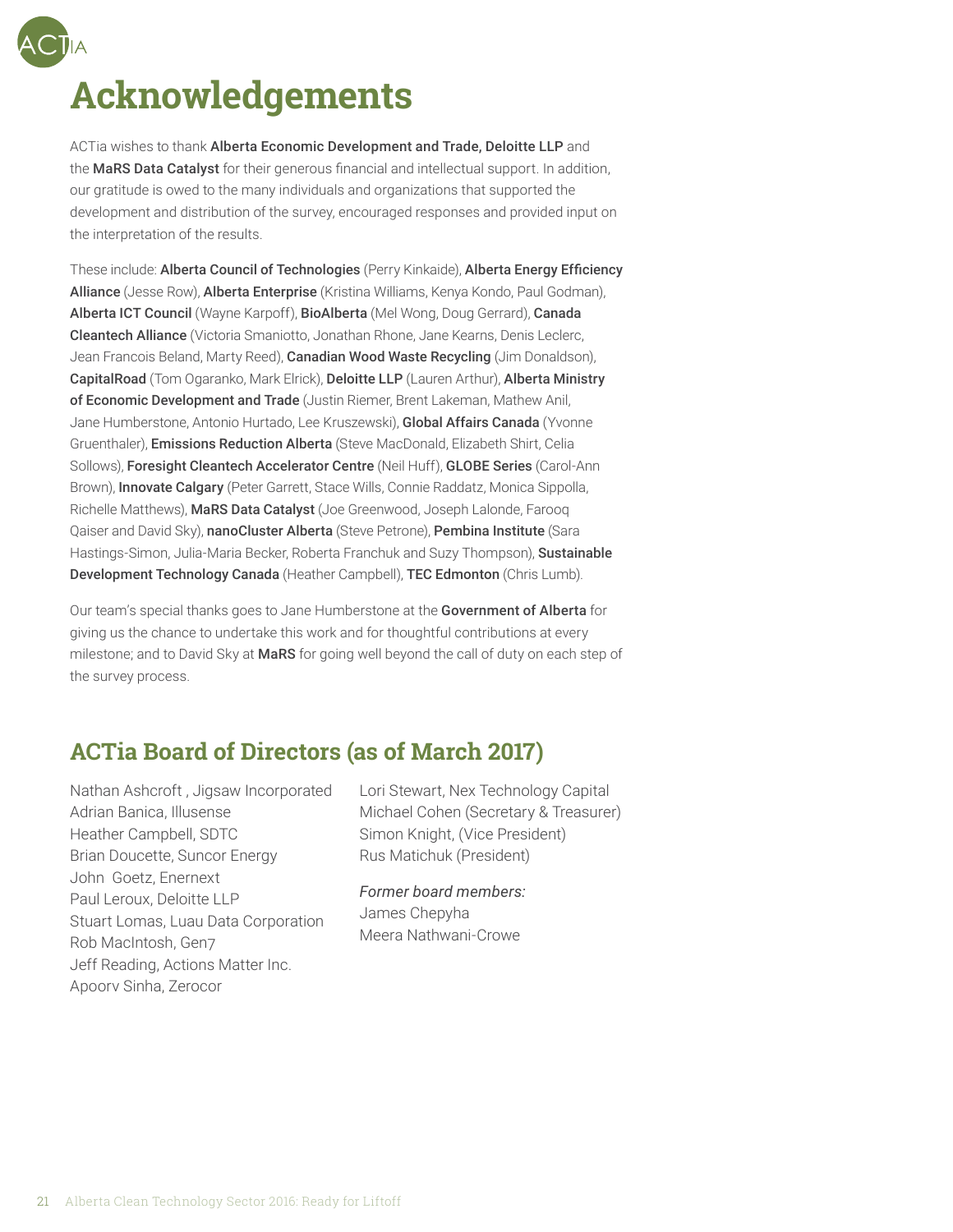# Acknowledgements

ACTia wishes to thank **Alberta Economic Development and Trade, Deloitte LLP** and the **MaRS Data Catalyst** for their generous financial and intellectual support. In addition, our gratitude is owed to the many individuals and organizations that supported the development and distribution of the survey, encouraged responses and provided input on the interpretation of the results.

These include: **Alberta Council of Technologies** (Perry Kinkaide), **Alberta Energy Efficiency Alliance** (Jesse Row), **Alberta Enterprise** (Kristina Williams, Kenya Kondo, Paul Godman), **Alberta ICT Council** (Wayne Karpoff), **BioAlberta** (Mel Wong, Doug Gerrard), **Canada Cleantech Alliance** (Victoria Smaniotto, Jonathan Rhone, Jane Kearns, Denis Leclerc, Jean Francois Beland, Marty Reed), **Canadian Wood Waste Recycling** (Jim Donaldson), **CapitalRoad** (Tom Ogaranko, Mark Elrick), **Deloitte LLP** (Lauren Arthur), **Alberta Ministry of Economic Development and Trade** (Justin Riemer, Brent Lakeman, Mathew Anil, Jane Humberstone, Antonio Hurtado, Lee Kruszewski), **Global Affairs Canada** (Yvonne Gruenthaler), **Emissions Reduction Alberta** (Steve MacDonald, Elizabeth Shirt, Celia Sollows), **Foresight Cleantech Accelerator Centre** (Neil Huff), **GLOBE Series** (Carol-Ann Brown), **Innovate Calgary** (Peter Garrett, Stace Wills, Connie Raddatz, Monica Sippolla, Richelle Matthews), **MaRS Data Catalyst** (Joe Greenwood, Joseph Lalonde, Farooq Qaiser and David Sky), **nanoCluster Alberta** (Steve Petrone), **Pembina Institute** (Sara Hastings-Simon, Julia-Maria Becker, Roberta Franchuk and Suzy Thompson), **Sustainable Development Technology Canada** (Heather Campbell), **TEC Edmonton** (Chris Lumb).

Our team's special thanks goes to Jane Humberstone at the **Government of Alberta** for giving us the chance to undertake this work and for thoughtful contributions at every milestone; and to David Sky at **MaRS** for going well beyond the call of duty on each step of the survey process.

## ACTia Board of Directors (as of March 2017)

Nathan Ashcroft , Jigsaw Incorporated
Adrian Banica, Illusense
Heather Campbell, SDTC
Brian Doucette, Suncor Energy
John Goetz, Enernext
Paul Leroux, Deloitte LLP
Stuart Lomas, Luau Data Corporation
Rob MacIntosh, Gen7
Jeff Reading, Actions Matter Inc.
Apoorv Sinha, Zerocor
Lori Stewart, Nex Technology Capital
Michael Cohen (Secretary & Treasurer)
Simon Knight, (Vice President)
Rus Matichuk (President)

*Former board members:*
James Chepyha
Meera Nathwani-Crowe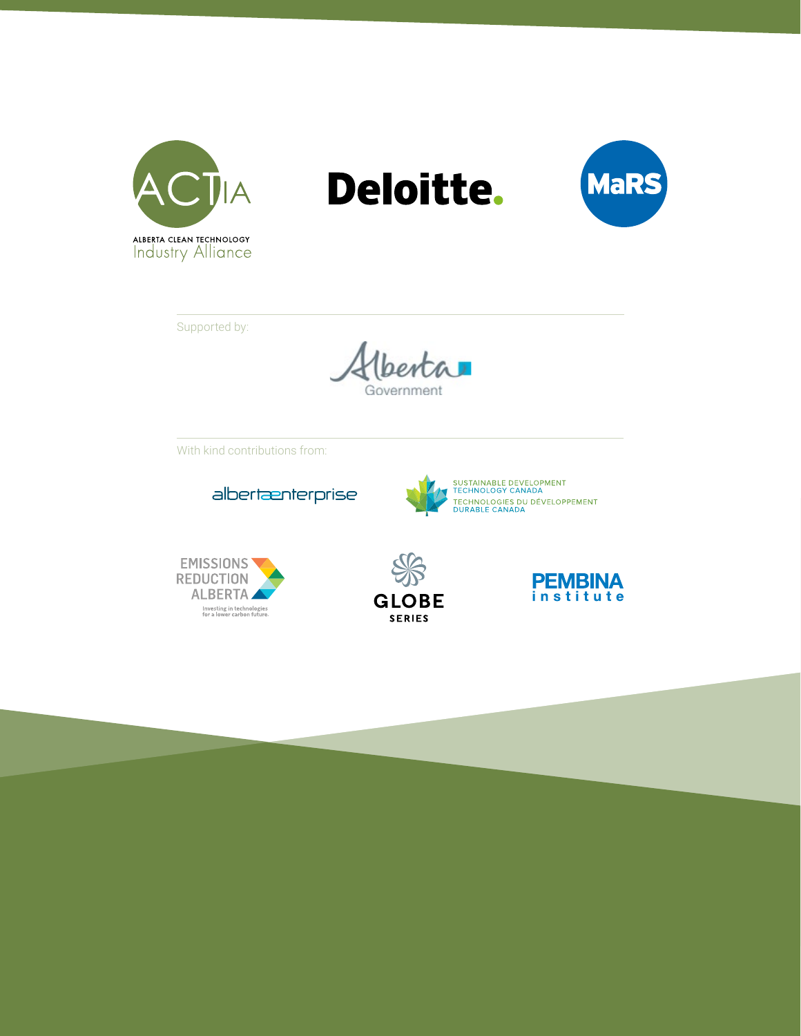ALBERTA CLEAN TECHNOLOGY
Industry Alliance

Supported by:

With kind contributions from:

SUSTAINABLE DEVELOPMENT
TECHNOLOGY CANADA
TECHNOLOGIES DU DÉVELOPPEMENT
DURABLE CANADA

EMISSIONS
REDUCTION
ALBERTA
Investing in technologies
for a lower carbon future.

GLOBE
SERIES

PEMBINA
institute